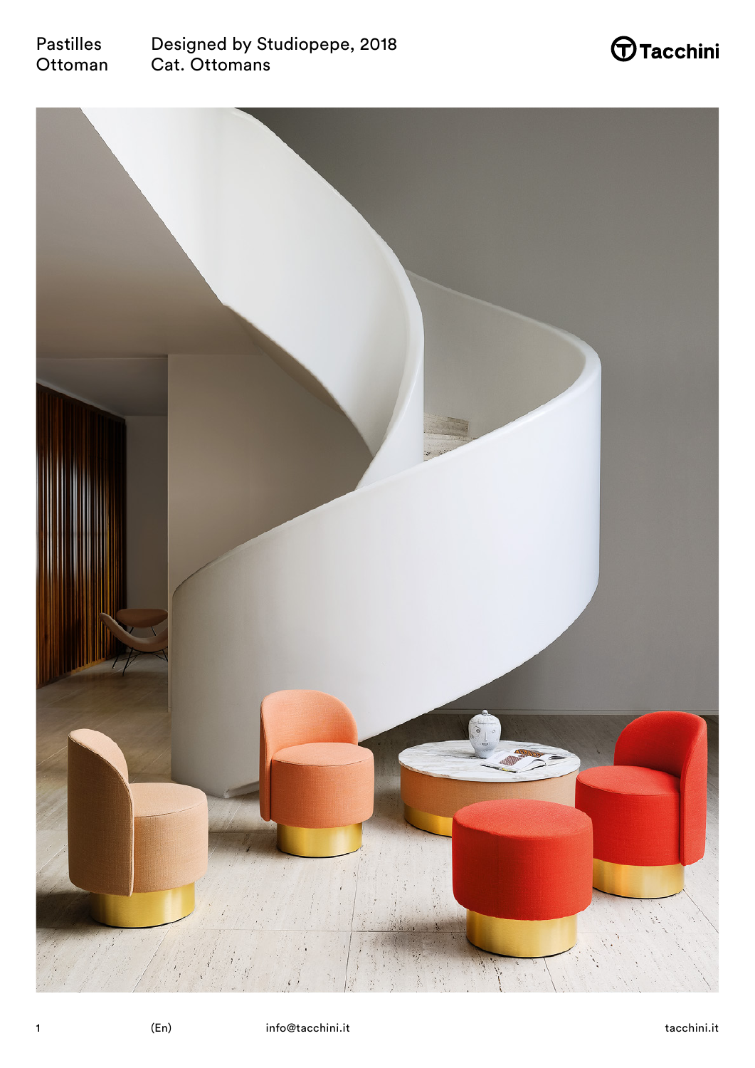Pastilles
Ottoman

Designed by Studiopepe, 2018
Cat. Ottomans

Tacchini

(En)

info@tacchini.it

tacchini.it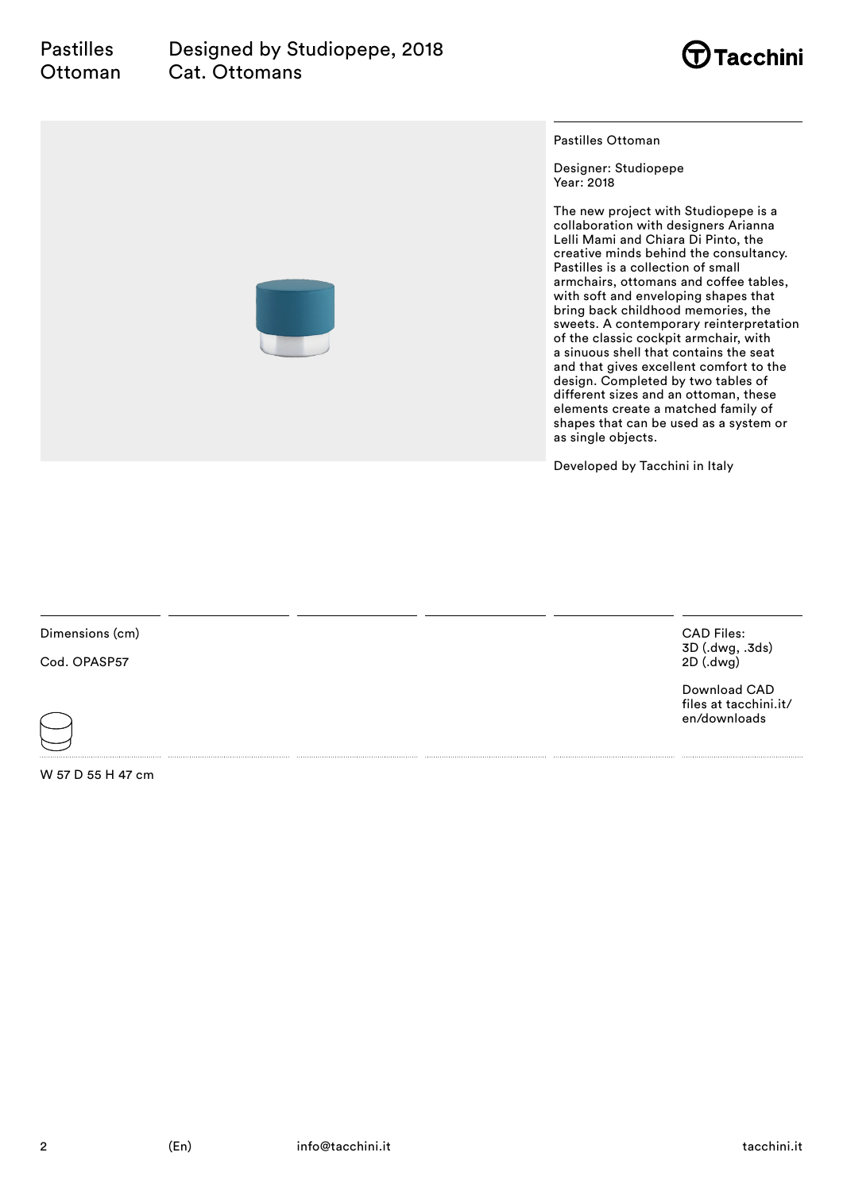# Pastilles Ottoman

Designed by Studiopepe, 2018
Cat. Ottomans

Pastilles Ottoman

Designer: Studiopepe
Year: 2018

The new project with Studiopepe is a collaboration with designers Arianna Lelli Mami and Chiara Di Pinto, the creative minds behind the consultancy. Pastilles is a collection of small armchairs, ottomans and coffee tables, with soft and enveloping shapes that bring back childhood memories, the sweets. A contemporary reinterpretation of the classic cockpit armchair, with a sinuous shell that contains the seat and that gives excellent comfort to the design. Completed by two tables of different sizes and an ottoman, these elements create a matched family of shapes that can be used as a system or as single objects.

Developed by Tacchini in Italy

Dimensions (cm)

Cod. OPASP57

W 57 D 55 H 47 cm

CAD Files:
3D (.dwg, .3ds)
2D (.dwg)

Download CAD files at tacchini.it/en/downloads

(En)

info@tacchini.it

tacchini.it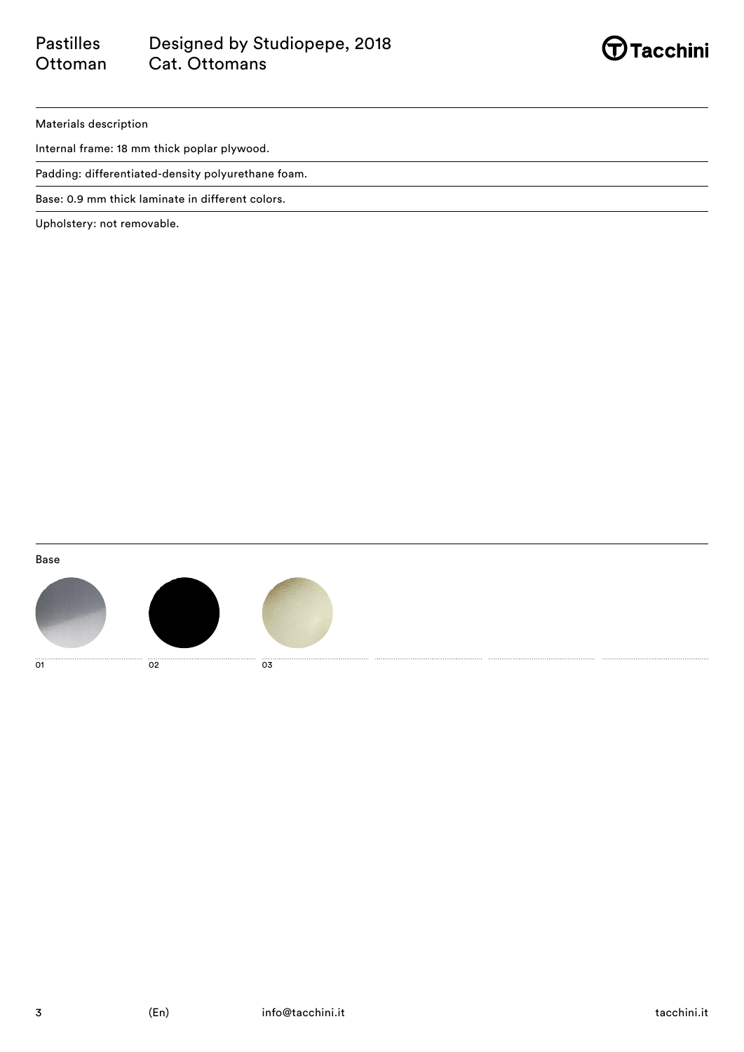Materials description

Internal frame: 18 mm thick poplar plywood.

Padding: differentiated-density polyurethane foam.

Base: 0.9 mm thick laminate in different colors.

Upholstery: not removable.

Base

01

02

03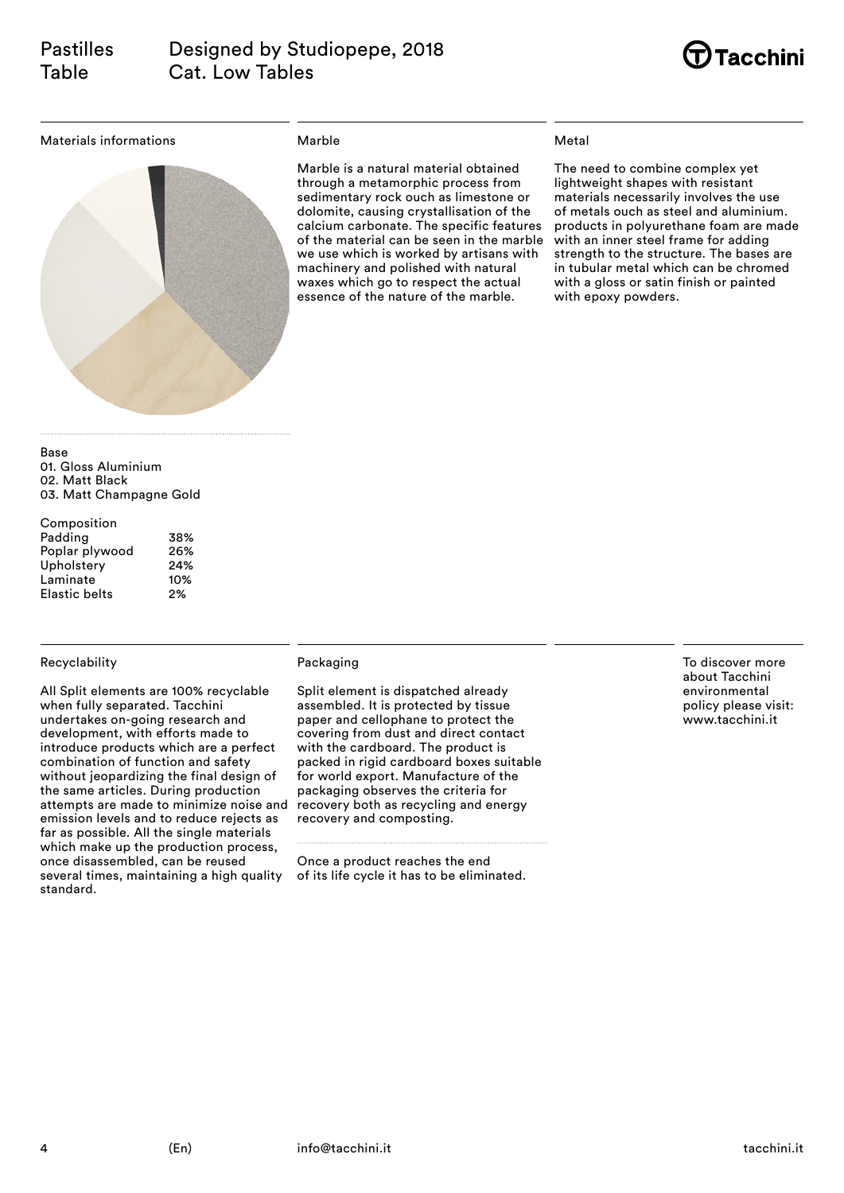# Pastilles Table

## Designed by Studiopepe, 2018
Cat. Low Tables

Tacchini

### Materials informations

Base
01. Gloss Aluminium
02. Matt Black
03. Matt Champagne Gold

| Composition | |
|---|---|
| Padding | 38% |
| Poplar plywood | 26% |
| Upholstery | 24% |
| Laminate | 10% |
| Elastic belts | 2% |

### Marble

Marble is a natural material obtained through a metamorphic process from sedimentary rock ouch as limestone or dolomite, causing crystallisation of the calcium carbonate. The specific features of the material can be seen in the marble we use which is worked by artisans with machinery and polished with natural waxes which go to respect the actual essence of the nature of the marble.

### Metal

The need to combine complex yet lightweight shapes with resistant materials necessarily involves the use of metals ouch as steel and aluminium. products in polyurethane foam are made with an inner steel frame for adding strength to the structure. The bases are in tubular metal which can be chromed with a gloss or satin finish or painted with epoxy powders.

### Recyclability

All Split elements are 100% recyclable when fully separated. Tacchini undertakes on-going research and development, with efforts made to introduce products which are a perfect combination of function and safety without jeopardizing the final design of the same articles. During production attempts are made to minimize noise and emission levels and to reduce rejects as far as possible. All the single materials which make up the production process, once disassembled, can be reused several times, maintaining a high quality standard.

### Packaging

Split element is dispatched already assembled. It is protected by tissue paper and cellophane to protect the covering from dust and direct contact with the cardboard. The product is packed in rigid cardboard boxes suitable for world export. Manufacture of the packaging observes the criteria for recovery both as recycling and energy recovery and composting.

Once a product reaches the end of its life cycle it has to be eliminated.

To discover more about Tacchini environmental policy please visit: www.tacchini.it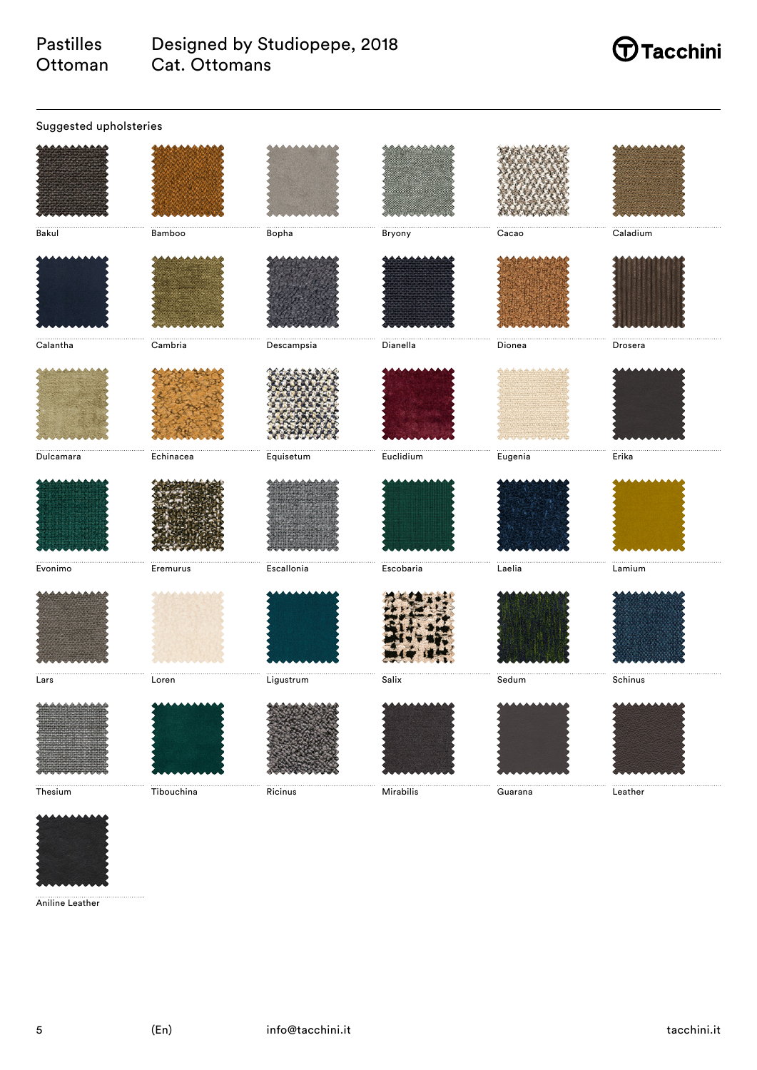Pastilles Ottoman

Designed by Studiopepe, 2018
Cat. Ottomans

Tacchini

## Suggested upholsteries

Bakul

Bamboo

Bopha

Bryony

Cacao

Caladium

Calantha

Cambria

Descampsia

Dianella

Dionea

Drosera

Dulcamara

Echinacea

Equisetum

Euclidium

Eugenia

Erika

Evonimo

Eremurus

Escallonia

Escobaria

Laelia

Lamium

Lars

Loren

Ligustrum

Salix

Sedum

Schinus

Thesium

Tibouchina

Ricinus

Mirabilis

Guarana

Leather

Aniline Leather

(En) info@tacchini.it tacchini.it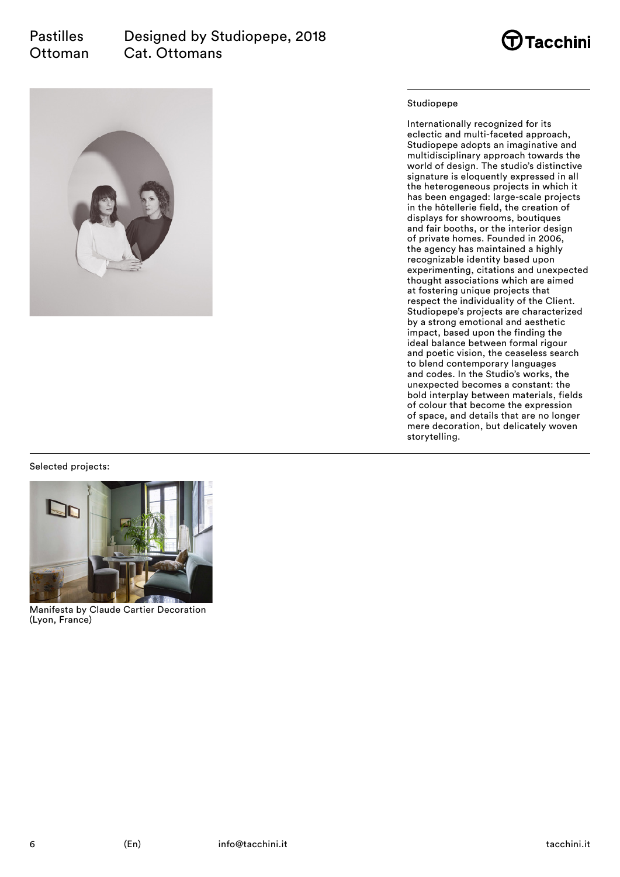Pastilles Ottoman — Designed by Studiopepe, 2018 — Cat. Ottomans

## Studiopepe

Internationally recognized for its eclectic and multi-faceted approach, Studiopepe adopts an imaginative and multidisciplinary approach towards the world of design. The studio's distinctive signature is eloquently expressed in all the heterogeneous projects in which it has been engaged: large-scale projects in the hôtellerie field, the creation of displays for showrooms, boutiques and fair booths, or the interior design of private homes. Founded in 2006, the agency has maintained a highly recognizable identity based upon experimenting, citations and unexpected thought associations which are aimed at fostering unique projects that respect the individuality of the Client. Studiopepe's projects are characterized by a strong emotional and aesthetic impact, based upon the finding the ideal balance between formal rigour and poetic vision, the ceaseless search to blend contemporary languages and codes. In the Studio's works, the unexpected becomes a constant: the bold interplay between materials, fields of colour that become the expression of space, and details that are no longer mere decoration, but delicately woven storytelling.

Selected projects:

Manifesta by Claude Cartier Decoration (Lyon, France)